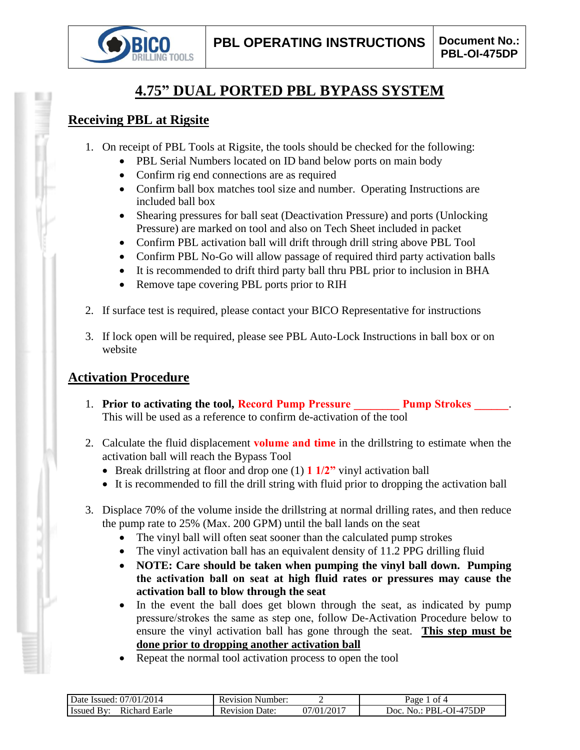# 4.75" DUAL PORTED PBL BYPASS SYSTEM

## Receiving PBL at Rigsite

1. On receipt of PBL Tools at Rigsite, the tools should be checked for the following:
   - PBL Serial Numbers located on ID band below ports on main body
   - Confirm rig end connections are as required
   - Confirm ball box matches tool size and number. Operating Instructions are included ball box
   - Shearing pressures for ball seat (Deactivation Pressure) and ports (Unlocking Pressure) are marked on tool and also on Tech Sheet included in packet
   - Confirm PBL activation ball will drift through drill string above PBL Tool
   - Confirm PBL No-Go will allow passage of required third party activation balls
   - It is recommended to drift third party ball thru PBL prior to inclusion in BHA
   - Remove tape covering PBL ports prior to RIH

2. If surface test is required, please contact your BICO Representative for instructions

3. If lock open will be required, please see PBL Auto-Lock Instructions in ball box or on website

## Activation Procedure

1. **Prior to activating the tool, Record Pump Pressure ________ Pump Strokes ______.** This will be used as a reference to confirm de-activation of the tool

2. Calculate the fluid displacement **volume and time** in the drillstring to estimate when the activation ball will reach the Bypass Tool
   - Break drillstring at floor and drop one (1) **1 1/2"** vinyl activation ball
   - It is recommended to fill the drill string with fluid prior to dropping the activation ball

3. Displace 70% of the volume inside the drillstring at normal drilling rates, and then reduce the pump rate to 25% (Max. 200 GPM) until the ball lands on the seat
   - The vinyl ball will often seat sooner than the calculated pump strokes
   - The vinyl activation ball has an equivalent density of 11.2 PPG drilling fluid
   - **NOTE: Care should be taken when pumping the vinyl ball down. Pumping the activation ball on seat at high fluid rates or pressures may cause the activation ball to blow through the seat**
   - In the event the ball does get blown through the seat, as indicated by pump pressure/strokes the same as step one, follow De-Activation Procedure below to ensure the vinyl activation ball has gone through the seat. **This step must be done prior to dropping another activation ball**
   - Repeat the normal tool activation process to open the tool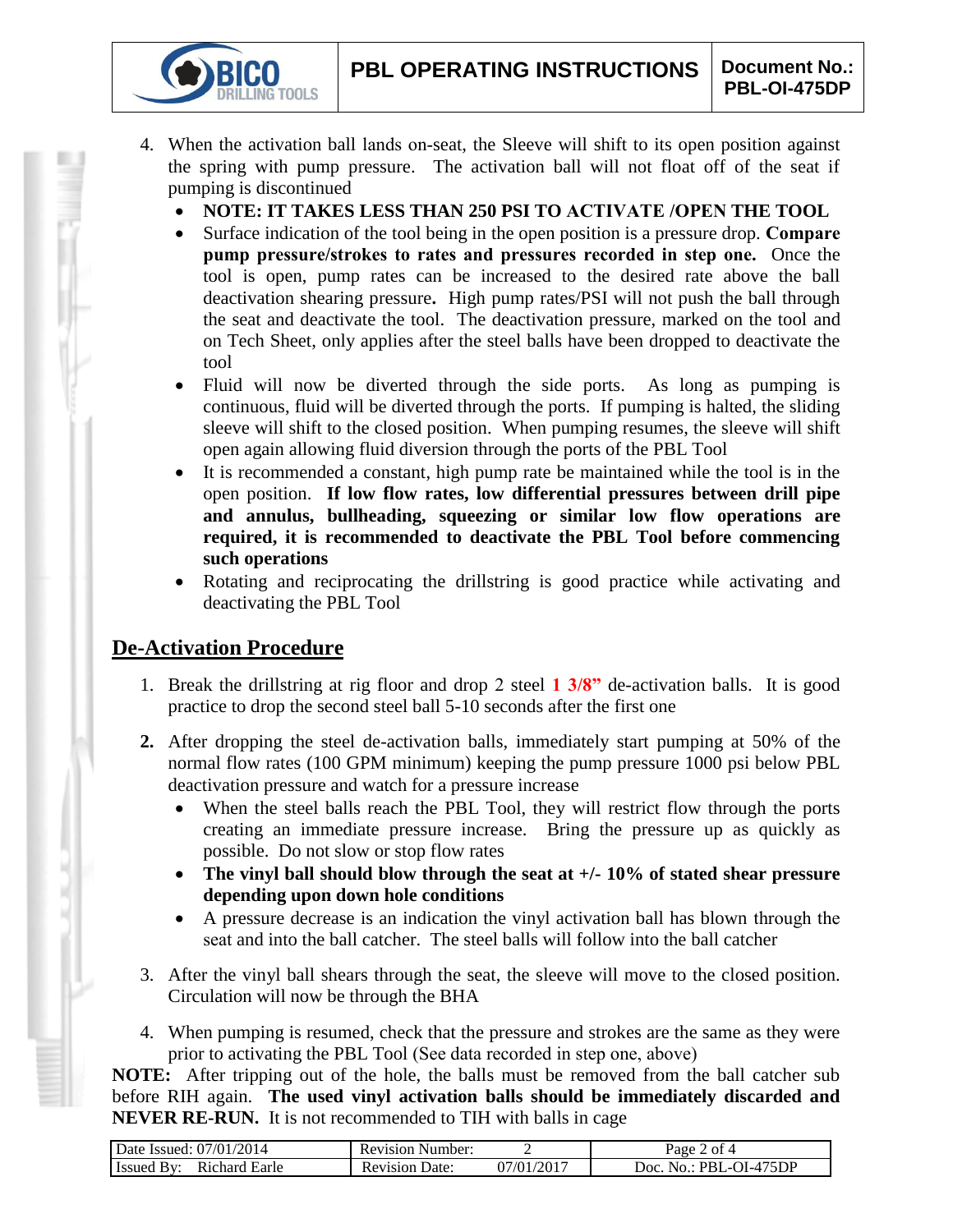4. When the activation ball lands on-seat, the Sleeve will shift to its open position against the spring with pump pressure. The activation ball will not float off of the seat if pumping is discontinued
   - **NOTE: IT TAKES LESS THAN 250 PSI TO ACTIVATE /OPEN THE TOOL**
   - Surface indication of the tool being in the open position is a pressure drop. **Compare pump pressure/strokes to rates and pressures recorded in step one.** Once the tool is open, pump rates can be increased to the desired rate above the ball deactivation shearing pressure**.** High pump rates/PSI will not push the ball through the seat and deactivate the tool. The deactivation pressure, marked on the tool and on Tech Sheet, only applies after the steel balls have been dropped to deactivate the tool
   - Fluid will now be diverted through the side ports. As long as pumping is continuous, fluid will be diverted through the ports. If pumping is halted, the sliding sleeve will shift to the closed position. When pumping resumes, the sleeve will shift open again allowing fluid diversion through the ports of the PBL Tool
   - It is recommended a constant, high pump rate be maintained while the tool is in the open position. **If low flow rates, low differential pressures between drill pipe and annulus, bullheading, squeezing or similar low flow operations are required, it is recommended to deactivate the PBL Tool before commencing such operations**
   - Rotating and reciprocating the drillstring is good practice while activating and deactivating the PBL Tool

## De-Activation Procedure

1. Break the drillstring at rig floor and drop 2 steel **1 3/8”** de-activation balls. It is good practice to drop the second steel ball 5-10 seconds after the first one

2. After dropping the steel de-activation balls, immediately start pumping at 50% of the normal flow rates (100 GPM minimum) keeping the pump pressure 1000 psi below PBL deactivation pressure and watch for a pressure increase
   - When the steel balls reach the PBL Tool, they will restrict flow through the ports creating an immediate pressure increase. Bring the pressure up as quickly as possible. Do not slow or stop flow rates
   - **The vinyl ball should blow through the seat at +/- 10% of stated shear pressure depending upon down hole conditions**
   - A pressure decrease is an indication the vinyl activation ball has blown through the seat and into the ball catcher. The steel balls will follow into the ball catcher

3. After the vinyl ball shears through the seat, the sleeve will move to the closed position. Circulation will now be through the BHA

4. When pumping is resumed, check that the pressure and strokes are the same as they were prior to activating the PBL Tool (See data recorded in step one, above)

**NOTE:** After tripping out of the hole, the balls must be removed from the ball catcher sub before RIH again. **The used vinyl activation balls should be immediately discarded and NEVER RE-RUN.** It is not recommended to TIH with balls in cage

| Date Issued: 07/01/2014 | Revision Number: 2 | Page 2 of 4 |
|---|---|---|
| Issued By: Richard Earle | Revision Date: 07/01/2017 | Doc. No.: PBL-OI-475DP |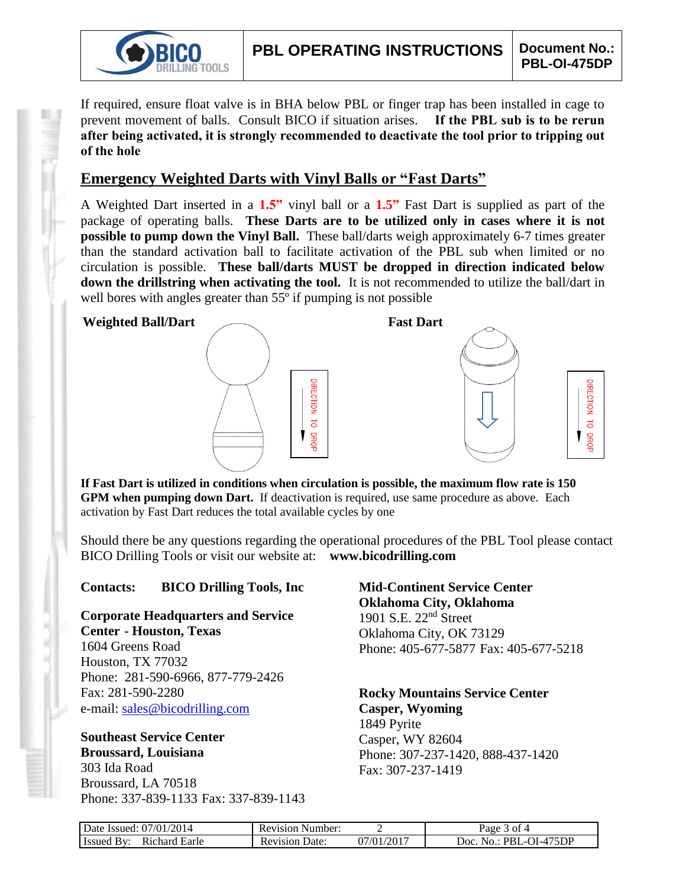If required, ensure float valve is in BHA below PBL or finger trap has been installed in cage to prevent movement of balls. Consult BICO if situation arises. **If the PBL sub is to be rerun after being activated, it is strongly recommended to deactivate the tool prior to tripping out of the hole**

## Emergency Weighted Darts with Vinyl Balls or "Fast Darts"

A Weighted Dart inserted in a **1.5"** vinyl ball or a **1.5"** Fast Dart is supplied as part of the package of operating balls. **These Darts are to be utilized only in cases where it is not possible to pump down the Vinyl Ball.** These ball/darts weigh approximately 6-7 times greater than the standard activation ball to facilitate activation of the PBL sub when limited or no circulation is possible. **These ball/darts MUST be dropped in direction indicated below down the drillstring when activating the tool.** It is not recommended to utilize the ball/dart in well bores with angles greater than 55º if pumping is not possible

**Weighted Ball/Dart**

DIRECTION TO DROP

**Fast Dart**

DIRECTION TO DROP

**If Fast Dart is utilized in conditions when circulation is possible, the maximum flow rate is 150 GPM when pumping down Dart.** If deactivation is required, use same procedure as above. Each activation by Fast Dart reduces the total available cycles by one

Should there be any questions regarding the operational procedures of the PBL Tool please contact BICO Drilling Tools or visit our website at: **www.bicodrilling.com**

**Contacts: BICO Drilling Tools, Inc**

**Corporate Headquarters and Service Center - Houston, Texas**
1604 Greens Road
Houston, TX 77032
Phone: 281-590-6966, 877-779-2426
Fax: 281-590-2280
e-mail: sales@bicodrilling.com

**Southeast Service Center**
**Broussard, Louisiana**
303 Ida Road
Broussard, LA 70518
Phone: 337-839-1133 Fax: 337-839-1143

**Mid-Continent Service Center**
**Oklahoma City, Oklahoma**
1901 S.E. 22nd Street
Oklahoma City, OK 73129
Phone: 405-677-5877 Fax: 405-677-5218

**Rocky Mountains Service Center**
**Casper, Wyoming**
1849 Pyrite
Casper, WY 82604
Phone: 307-237-1420, 888-437-1420
Fax: 307-237-1419

| Date Issued: 07/01/2014 | Revision Number: 2 | Page 3 of 4 |
|---|---|---|
| Issued By: Richard Earle | Revision Date: 07/01/2017 | Doc. No.: PBL-OI-475DP |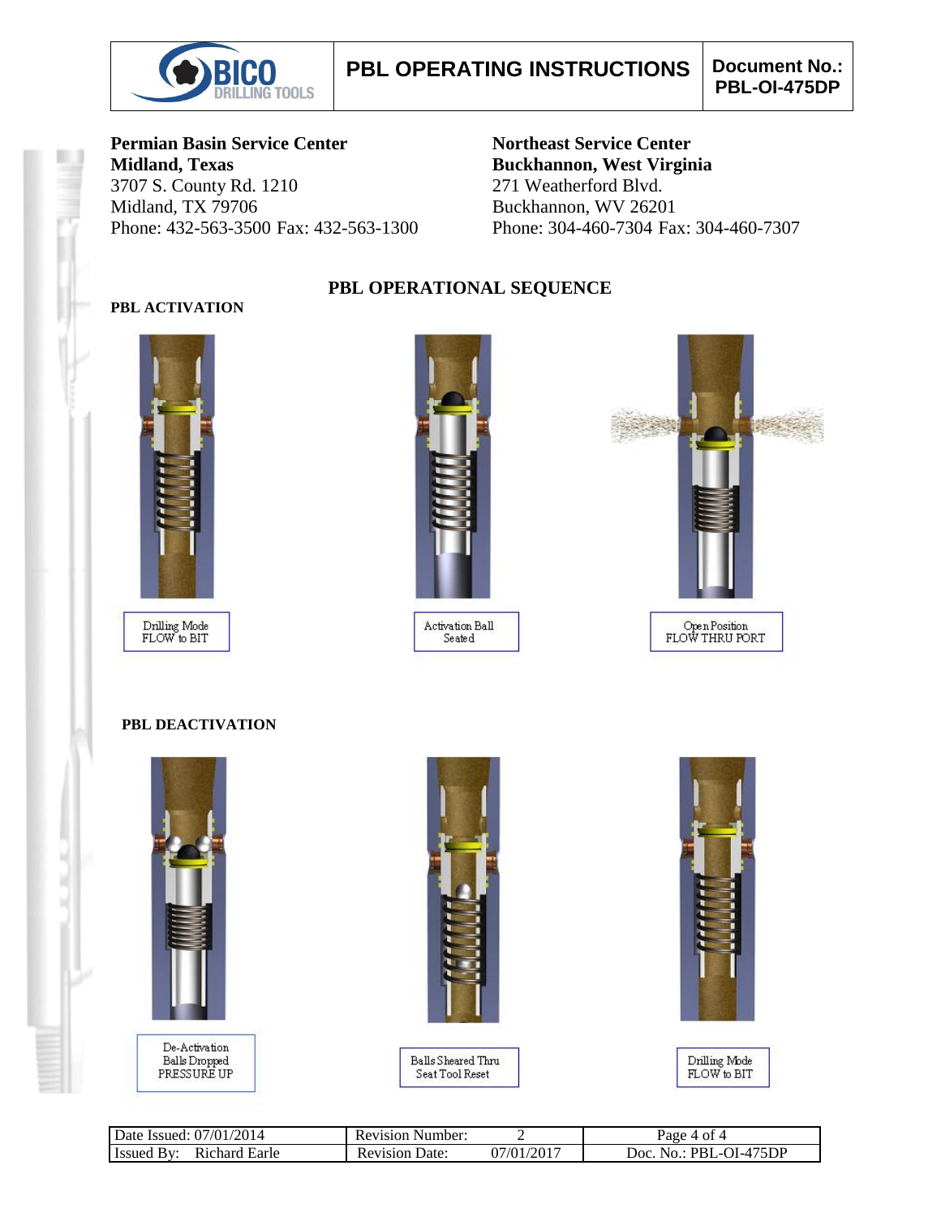**Permian Basin Service Center**
**Midland, Texas**
3707 S. County Rd. 1210
Midland, TX 79706
Phone: 432-563-3500 Fax: 432-563-1300

**Northeast Service Center**
**Buckhannon, West Virginia**
271 Weatherford Blvd.
Buckhannon, WV 26201
Phone: 304-460-7304 Fax: 304-460-7307

## PBL OPERATIONAL SEQUENCE

### PBL ACTIVATION

Drilling Mode
FLOW to BIT

Activation Ball
Seated

Open Position
FLOW THRU PORT

### PBL DEACTIVATION

De-Activation
Balls Dropped
PRESSURE UP

Balls Sheared Thru
Seat Tool Reset

Drilling Mode
FLOW to BIT

| | | | |
|---|---|---|---|
| Date Issued: 07/01/2014 | Revision Number: | 2 | Page 4 of 4 |
| Issued By: Richard Earle | Revision Date: | 07/01/2017 | Doc. No.: PBL-OI-475DP |